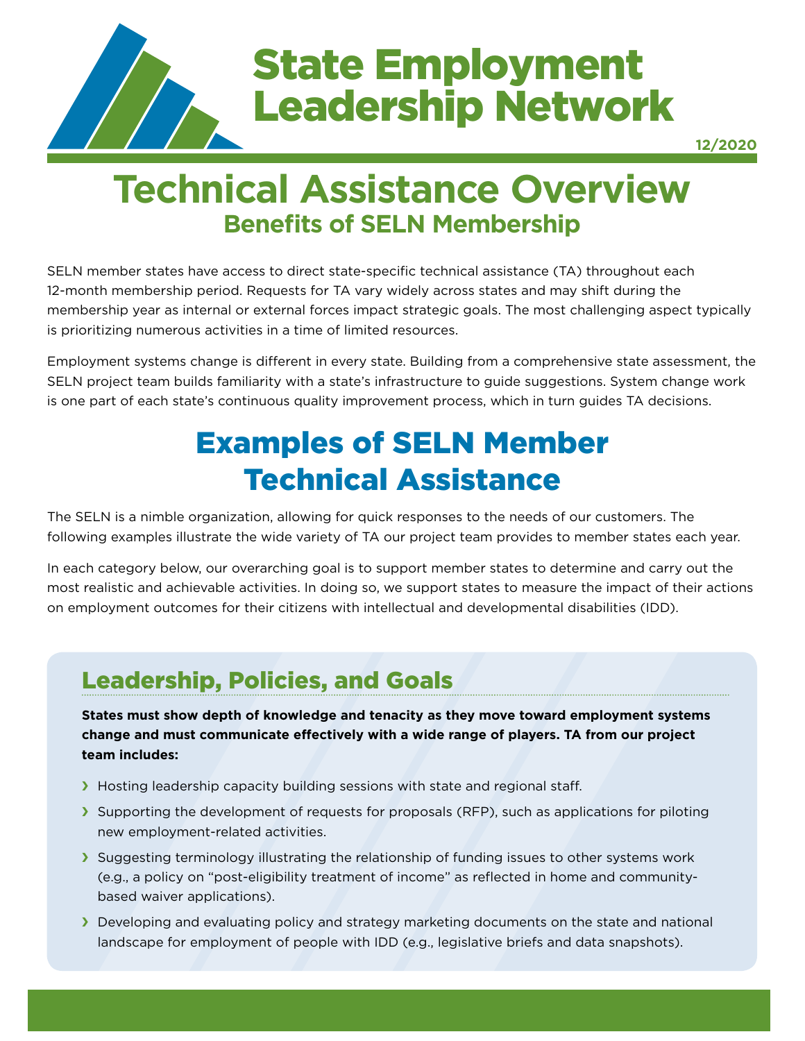# State Employment Leadership Network

12/2020

# Technical Assistance Overview

## Benefits of SELN Membership

SELN member states have access to direct state-specific technical assistance (TA) throughout each 12-month membership period. Requests for TA vary widely across states and may shift during the membership year as internal or external forces impact strategic goals. The most challenging aspect typically is prioritizing numerous activities in a time of limited resources.

Employment systems change is different in every state. Building from a comprehensive state assessment, the SELN project team builds familiarity with a state's infrastructure to guide suggestions. System change work is one part of each state's continuous quality improvement process, which in turn guides TA decisions.

# Examples of SELN Member Technical Assistance

The SELN is a nimble organization, allowing for quick responses to the needs of our customers. The following examples illustrate the wide variety of TA our project team provides to member states each year.

In each category below, our overarching goal is to support member states to determine and carry out the most realistic and achievable activities. In doing so, we support states to measure the impact of their actions on employment outcomes for their citizens with intellectual and developmental disabilities (IDD).

## Leadership, Policies, and Goals

**States must show depth of knowledge and tenacity as they move toward employment systems change and must communicate effectively with a wide range of players. TA from our project team includes:**

- Hosting leadership capacity building sessions with state and regional staff.
- Supporting the development of requests for proposals (RFP), such as applications for piloting new employment-related activities.
- Suggesting terminology illustrating the relationship of funding issues to other systems work (e.g., a policy on "post-eligibility treatment of income" as reflected in home and community-based waiver applications).
- Developing and evaluating policy and strategy marketing documents on the state and national landscape for employment of people with IDD (e.g., legislative briefs and data snapshots).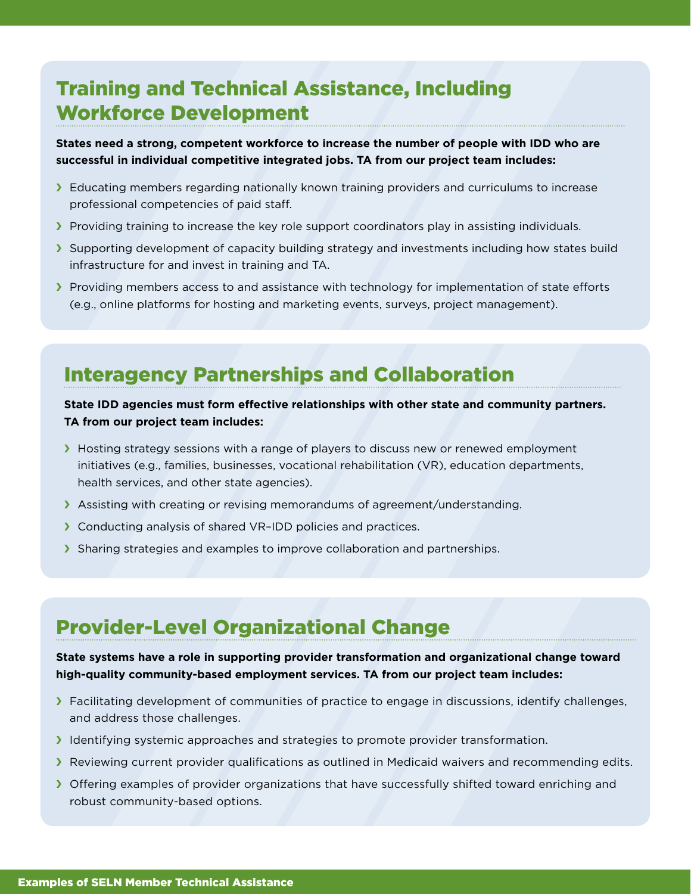## Training and Technical Assistance, Including Workforce Development

**States need a strong, competent workforce to increase the number of people with IDD who are successful in individual competitive integrated jobs. TA from our project team includes:**

- Educating members regarding nationally known training providers and curriculums to increase professional competencies of paid staff.
- Providing training to increase the key role support coordinators play in assisting individuals.
- Supporting development of capacity building strategy and investments including how states build infrastructure for and invest in training and TA.
- Providing members access to and assistance with technology for implementation of state efforts (e.g., online platforms for hosting and marketing events, surveys, project management).

## Interagency Partnerships and Collaboration

**State IDD agencies must form effective relationships with other state and community partners. TA from our project team includes:**

- Hosting strategy sessions with a range of players to discuss new or renewed employment initiatives (e.g., families, businesses, vocational rehabilitation (VR), education departments, health services, and other state agencies).
- Assisting with creating or revising memorandums of agreement/understanding.
- Conducting analysis of shared VR–IDD policies and practices.
- Sharing strategies and examples to improve collaboration and partnerships.

## Provider-Level Organizational Change

**State systems have a role in supporting provider transformation and organizational change toward high-quality community-based employment services. TA from our project team includes:**

- Facilitating development of communities of practice to engage in discussions, identify challenges, and address those challenges.
- Identifying systemic approaches and strategies to promote provider transformation.
- Reviewing current provider qualifications as outlined in Medicaid waivers and recommending edits.
- Offering examples of provider organizations that have successfully shifted toward enriching and robust community-based options.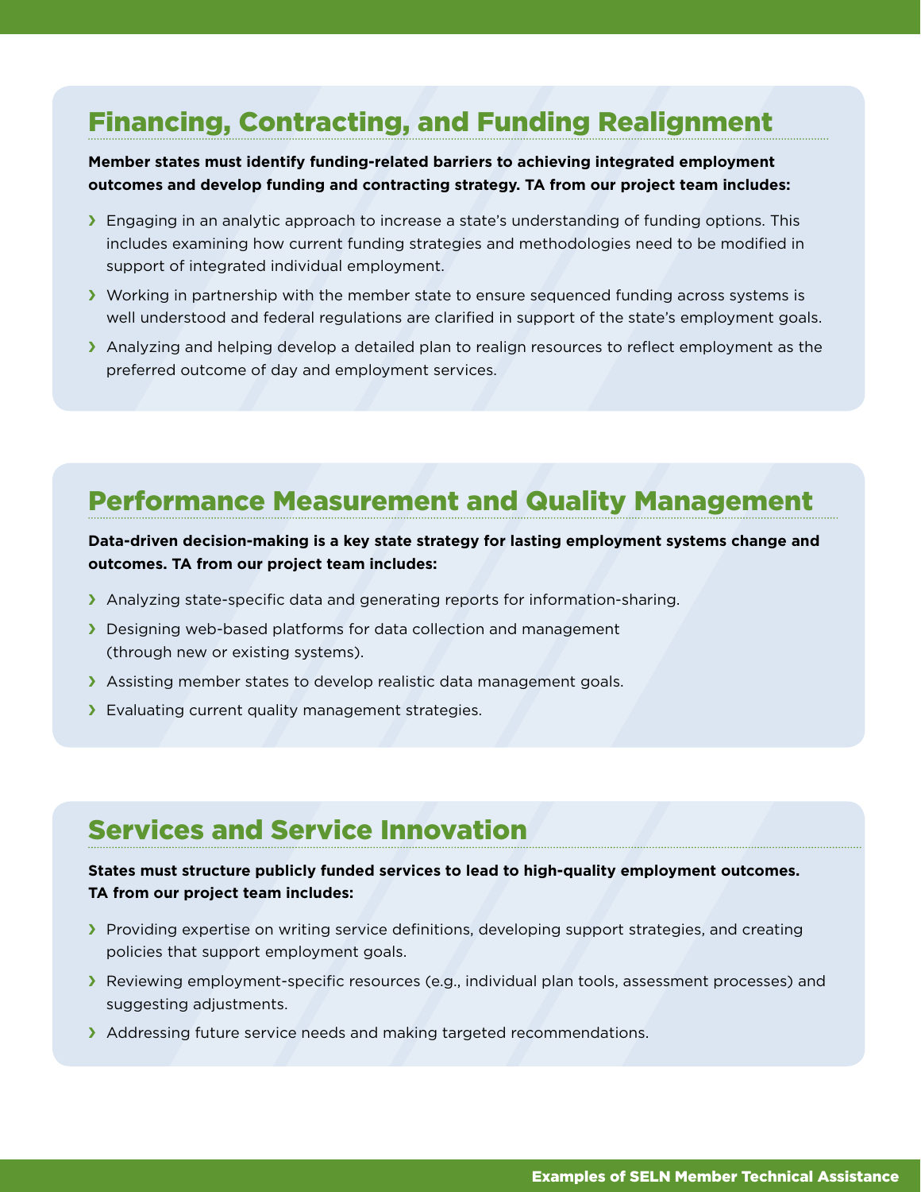## Financing, Contracting, and Funding Realignment

**Member states must identify funding-related barriers to achieving integrated employment outcomes and develop funding and contracting strategy. TA from our project team includes:**

- Engaging in an analytic approach to increase a state's understanding of funding options. This includes examining how current funding strategies and methodologies need to be modified in support of integrated individual employment.
- Working in partnership with the member state to ensure sequenced funding across systems is well understood and federal regulations are clarified in support of the state's employment goals.
- Analyzing and helping develop a detailed plan to realign resources to reflect employment as the preferred outcome of day and employment services.

## Performance Measurement and Quality Management

**Data-driven decision-making is a key state strategy for lasting employment systems change and outcomes. TA from our project team includes:**

- Analyzing state-specific data and generating reports for information-sharing.
- Designing web-based platforms for data collection and management (through new or existing systems).
- Assisting member states to develop realistic data management goals.
- Evaluating current quality management strategies.

## Services and Service Innovation

**States must structure publicly funded services to lead to high-quality employment outcomes. TA from our project team includes:**

- Providing expertise on writing service definitions, developing support strategies, and creating policies that support employment goals.
- Reviewing employment-specific resources (e.g., individual plan tools, assessment processes) and suggesting adjustments.
- Addressing future service needs and making targeted recommendations.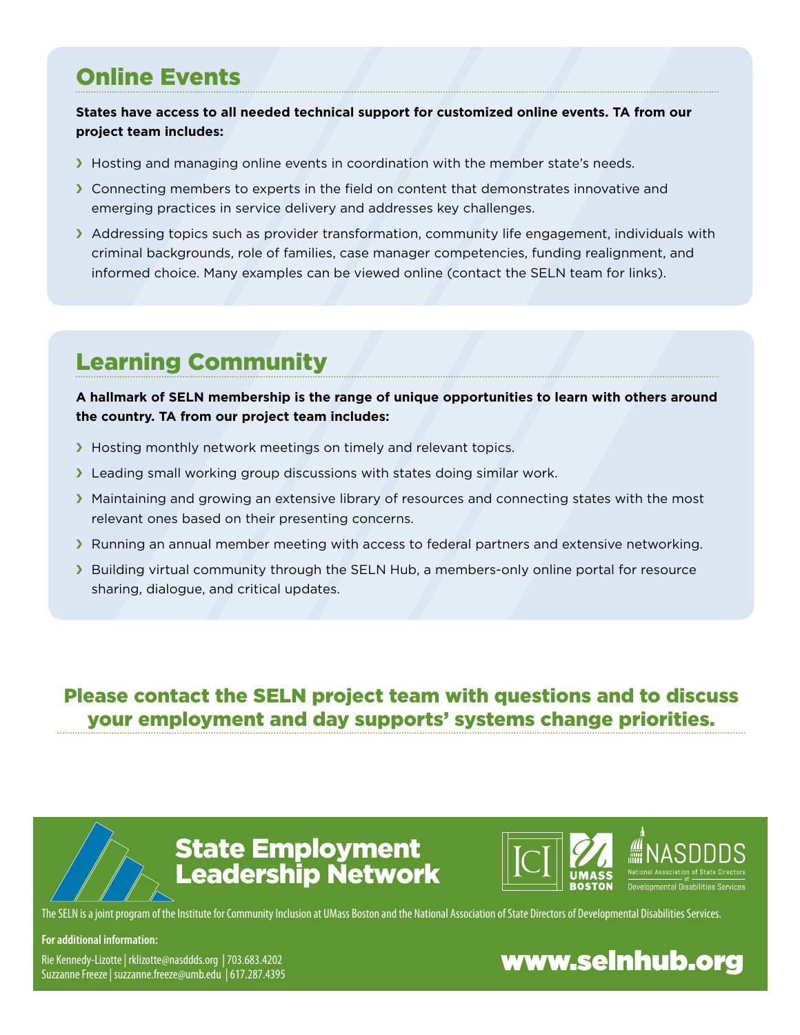## Online Events

**States have access to all needed technical support for customized online events. TA from our project team includes:**

- Hosting and managing online events in coordination with the member state's needs.
- Connecting members to experts in the field on content that demonstrates innovative and emerging practices in service delivery and addresses key challenges.
- Addressing topics such as provider transformation, community life engagement, individuals with criminal backgrounds, role of families, case manager competencies, funding realignment, and informed choice. Many examples can be viewed online (contact the SELN team for links).

## Learning Community

**A hallmark of SELN membership is the range of unique opportunities to learn with others around the country. TA from our project team includes:**

- Hosting monthly network meetings on timely and relevant topics.
- Leading small working group discussions with states doing similar work.
- Maintaining and growing an extensive library of resources and connecting states with the most relevant ones based on their presenting concerns.
- Running an annual member meeting with access to federal partners and extensive networking.
- Building virtual community through the SELN Hub, a members-only online portal for resource sharing, dialogue, and critical updates.

## Please contact the SELN project team with questions and to discuss your employment and day supports' systems change priorities.

**State Employment Leadership Network**

ICI | UMASS BOSTON | NASDDDS National Association of State Directors of Developmental Disabilities Services

The SELN is a joint program of the Institute for Community Inclusion at UMass Boston and the National Association of State Directors of Developmental Disabilities Services.

**For additional information:**

Rie Kennedy-Lizotte | rklizotte@nasddds.org | 703.683.4202
Suzzanne Freeze | suzzanne.freeze@umb.edu | 617.287.4395

**www.selnhub.org**